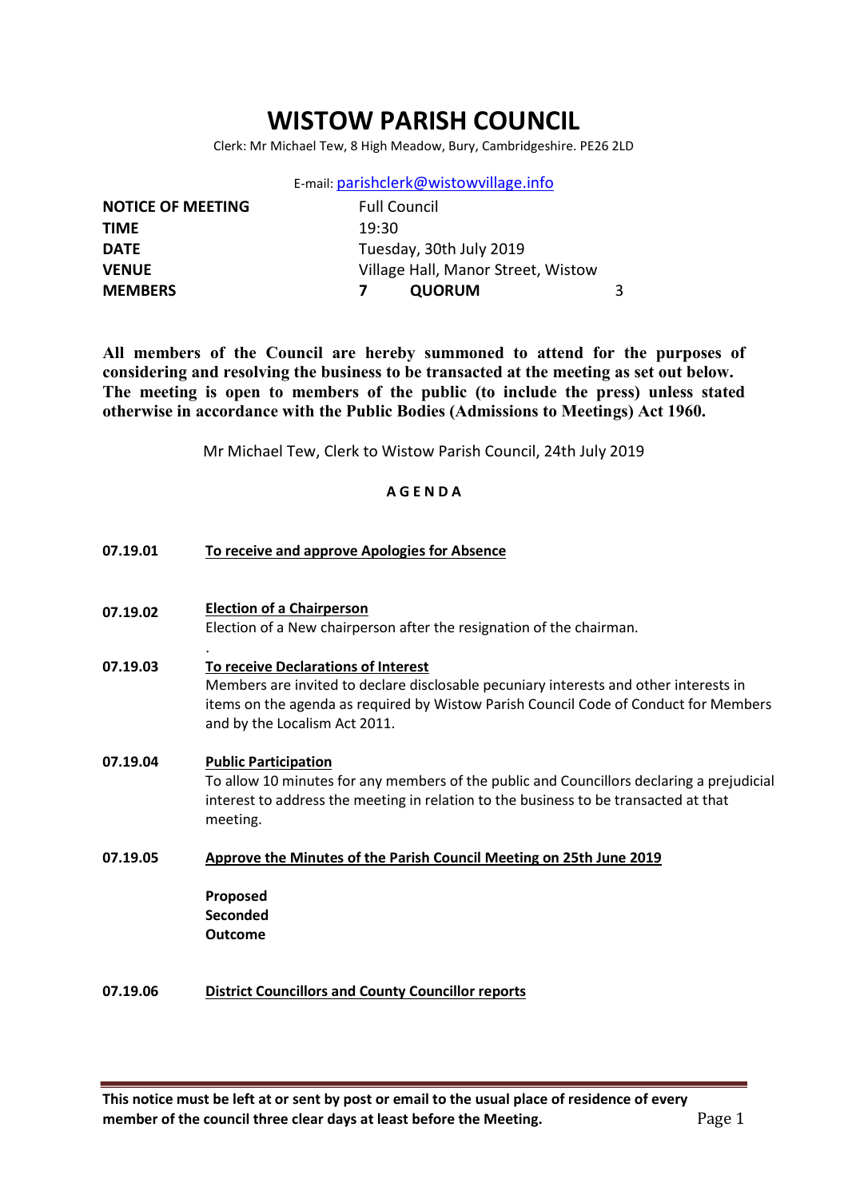# WISTOW PARISH COUNCIL

Clerk: Mr Michael Tew, 8 High Meadow, Bury, Cambridgeshire. PE26 2LD

E-mail: parishclerk@wistowvillage.info

| | | | |
|---|---|---|---|
| **NOTICE OF MEETING** | Full Council | | |
| **TIME** | 19:30 | | |
| **DATE** | Tuesday, 30th July 2019 | | |
| **VENUE** | Village Hall, Manor Street, Wistow | | |
| **MEMBERS** | **7** | **QUORUM** | 3 |

**All members of the Council are hereby summoned to attend for the purposes of considering and resolving the business to be transacted at the meeting as set out below. The meeting is open to members of the public (to include the press) unless stated otherwise in accordance with the Public Bodies (Admissions to Meetings) Act 1960.**

Mr Michael Tew, Clerk to Wistow Parish Council, 24th July 2019

**A G E N D A**

**07.19.01** **To receive and approve Apologies for Absence**

**07.19.02** **Election of a Chairperson**

Election of a New chairperson after the resignation of the chairman.

.

**07.19.03** **To receive Declarations of Interest**

Members are invited to declare disclosable pecuniary interests and other interests in items on the agenda as required by Wistow Parish Council Code of Conduct for Members and by the Localism Act 2011.

**07.19.04** **Public Participation**

To allow 10 minutes for any members of the public and Councillors declaring a prejudicial interest to address the meeting in relation to the business to be transacted at that meeting.

**07.19.05** **Approve the Minutes of the Parish Council Meeting on 25th June 2019**

**Proposed**
**Seconded**
**Outcome**

**07.19.06** **District Councillors and County Councillor reports**

**This notice must be left at or sent by post or email to the usual place of residence of every member of the council three clear days at least before the Meeting.**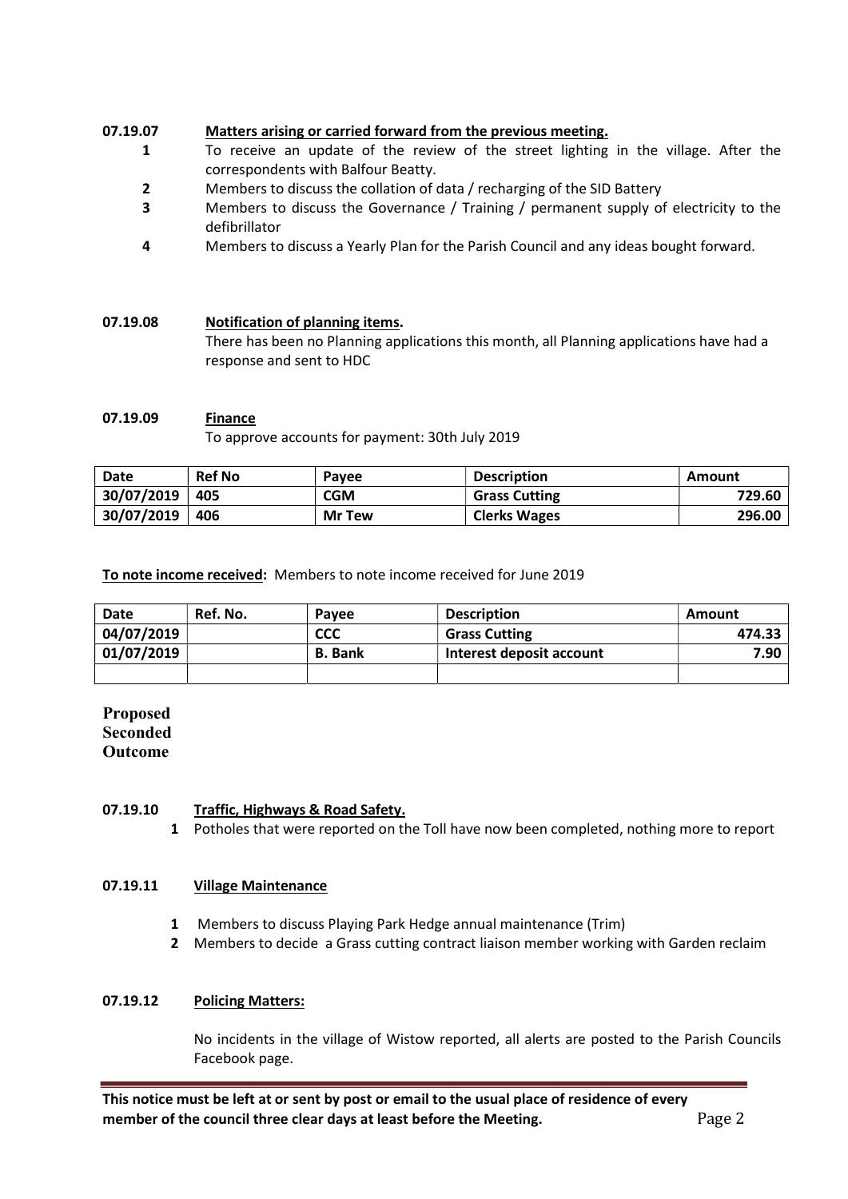**07.19.07 Matters arising or carried forward from the previous meeting.**

1. To receive an update of the review of the street lighting in the village. After the correspondents with Balfour Beatty.
2. Members to discuss the collation of data / recharging of the SID Battery
3. Members to discuss the Governance / Training / permanent supply of electricity to the defibrillator
4. Members to discuss a Yearly Plan for the Parish Council and any ideas bought forward.

**07.19.08 Notification of planning items.**

There has been no Planning applications this month, all Planning applications have had a response and sent to HDC

**07.19.09 Finance**

To approve accounts for payment: 30th July 2019

| Date | Ref No | Payee | Description | Amount |
|---|---|---|---|---|
| **30/07/2019** | **405** | **CGM** | **Grass Cutting** | **729.60** |
| **30/07/2019** | **406** | **Mr Tew** | **Clerks Wages** | **296.00** |

**To note income received:** Members to note income received for June 2019

| Date | Ref. No. | Payee | Description | Amount |
|---|---|---|---|---|
| **04/07/2019** | | **CCC** | **Grass Cutting** | **474.33** |
| **01/07/2019** | | **B. Bank** | **Interest deposit account** | **7.90** |
| | | | | |

**Proposed**
**Seconded**
**Outcome**

**07.19.10 Traffic, Highways & Road Safety.**

1. Potholes that were reported on the Toll have now been completed, nothing more to report

**07.19.11 Village Maintenance**

1. Members to discuss Playing Park Hedge annual maintenance (Trim)
2. Members to decide a Grass cutting contract liaison member working with Garden reclaim

**07.19.12 Policing Matters:**

No incidents in the village of Wistow reported, all alerts are posted to the Parish Councils Facebook page.

**This notice must be left at or sent by post or email to the usual place of residence of every member of the council three clear days at least before the Meeting.**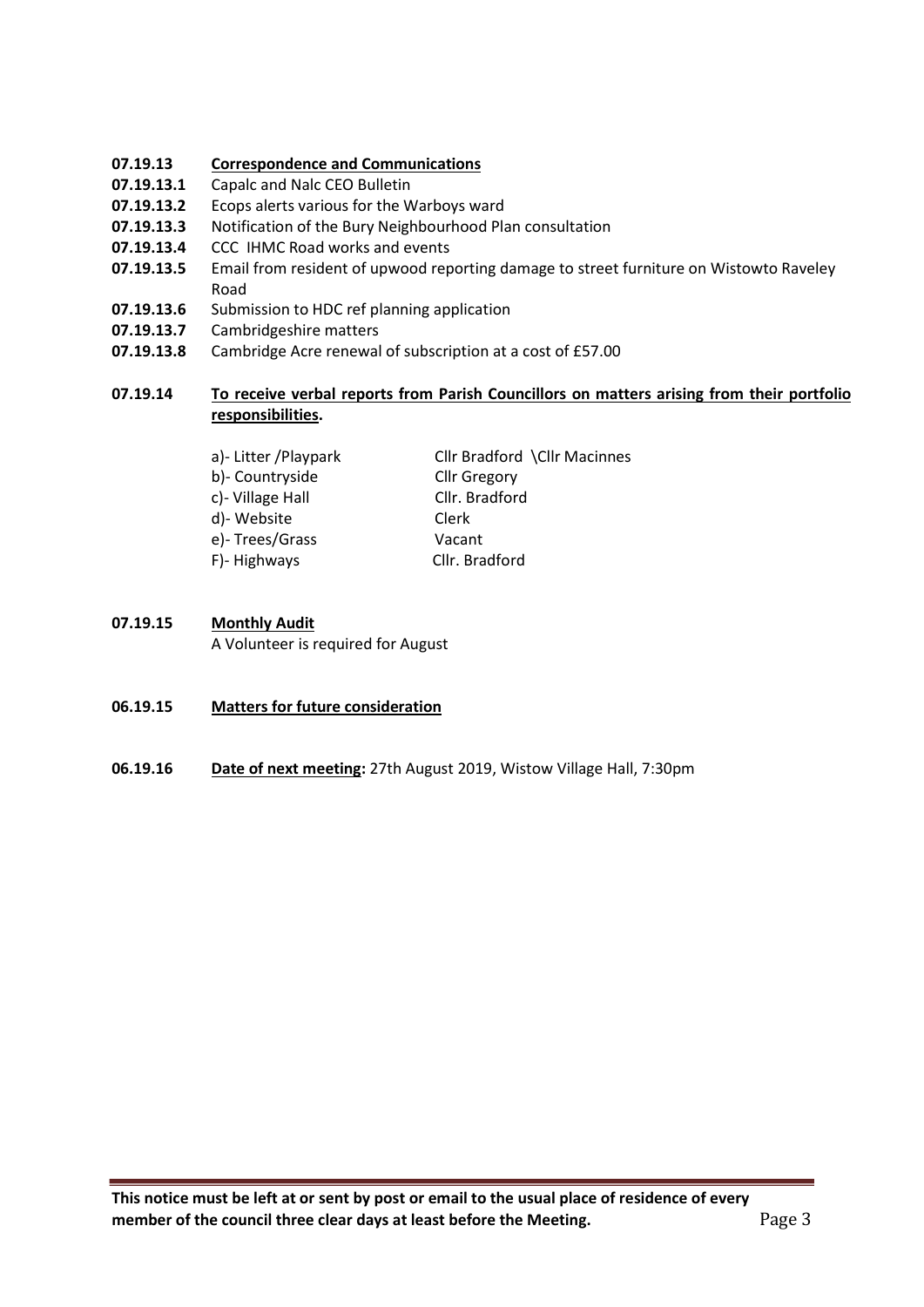**07.19.13** **Correspondence and Communications**

**07.19.13.1** Capalc and Nalc CEO Bulletin

**07.19.13.2** Ecops alerts various for the Warboys ward

**07.19.13.3** Notification of the Bury Neighbourhood Plan consultation

**07.19.13.4** CCC IHMC Road works and events

**07.19.13.5** Email from resident of upwood reporting damage to street furniture on Wistowto Raveley Road

**07.19.13.6** Submission to HDC ref planning application

**07.19.13.7** Cambridgeshire matters

**07.19.13.8** Cambridge Acre renewal of subscription at a cost of £57.00

**07.19.14** **To receive verbal reports from Parish Councillors on matters arising from their portfolio responsibilities.**

| | |
|---|---|
| a)- Litter /Playpark | Cllr Bradford \Cllr Macinnes |
| b)- Countryside | Cllr Gregory |
| c)- Village Hall | Cllr. Bradford |
| d)- Website | Clerk |
| e)- Trees/Grass | Vacant |
| F)- Highways | Cllr. Bradford |

**07.19.15** **Monthly Audit**

A Volunteer is required for August

**06.19.15** **Matters for future consideration**

**06.19.16** **Date of next meeting:** 27th August 2019, Wistow Village Hall, 7:30pm

**This notice must be left at or sent by post or email to the usual place of residence of every member of the council three clear days at least before the Meeting.**